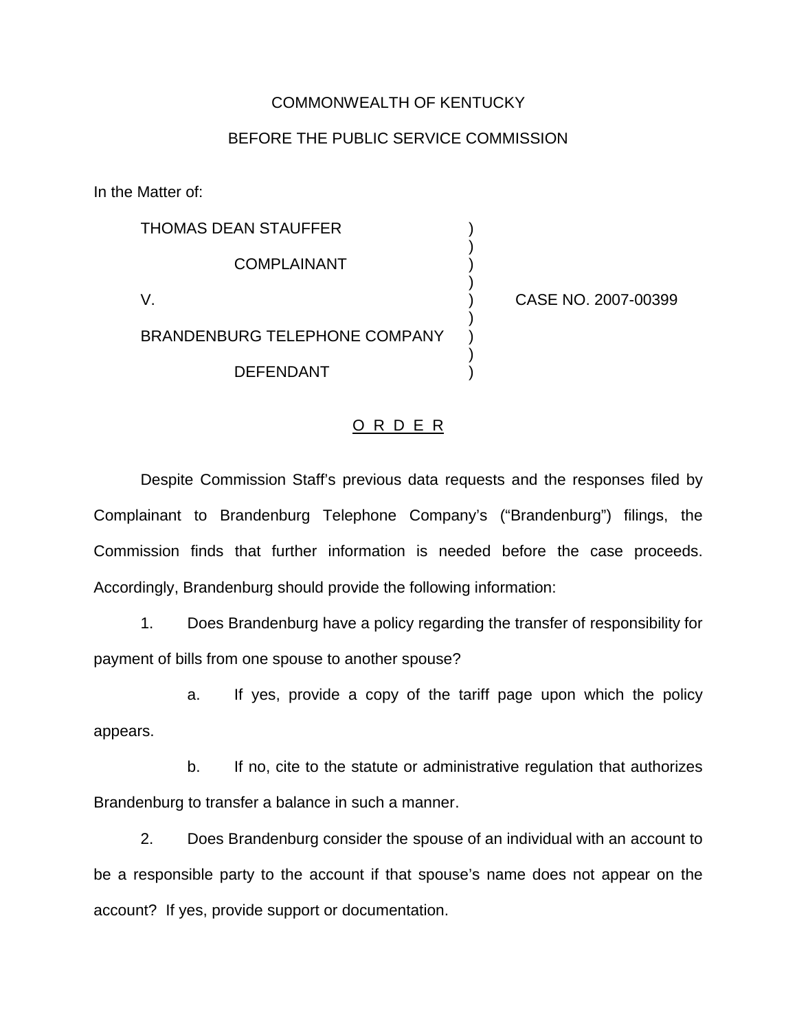COMMONWEALTH OF KENTUCKY

BEFORE THE PUBLIC SERVICE COMMISSION

In the Matter of:

THOMAS DEAN STAUFFER

COMPLAINANT

V.

BRANDENBURG TELEPHONE COMPANY

DEFENDANT

CASE NO. 2007-00399

# O R D E R

Despite Commission Staff's previous data requests and the responses filed by Complainant to Brandenburg Telephone Company's ("Brandenburg") filings, the Commission finds that further information is needed before the case proceeds. Accordingly, Brandenburg should provide the following information:

1. Does Brandenburg have a policy regarding the transfer of responsibility for payment of bills from one spouse to another spouse?

   a. If yes, provide a copy of the tariff page upon which the policy appears.

   b. If no, cite to the statute or administrative regulation that authorizes Brandenburg to transfer a balance in such a manner.

2. Does Brandenburg consider the spouse of an individual with an account to be a responsible party to the account if that spouse's name does not appear on the account? If yes, provide support or documentation.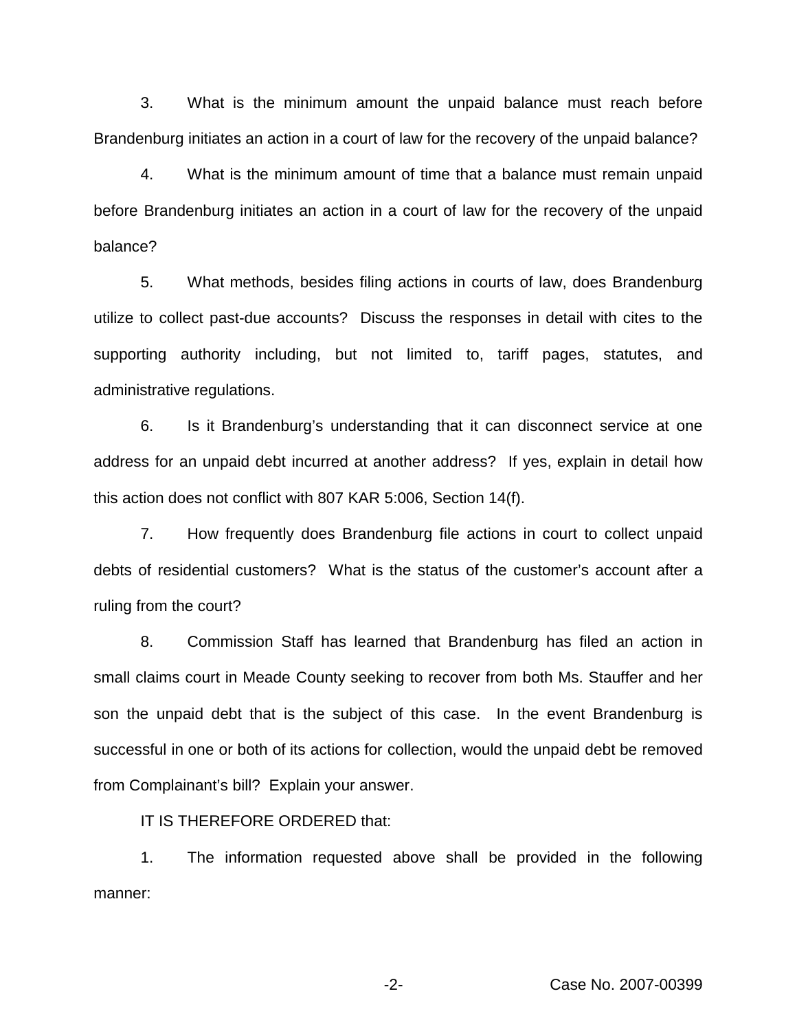3. What is the minimum amount the unpaid balance must reach before Brandenburg initiates an action in a court of law for the recovery of the unpaid balance?

4. What is the minimum amount of time that a balance must remain unpaid before Brandenburg initiates an action in a court of law for the recovery of the unpaid balance?

5. What methods, besides filing actions in courts of law, does Brandenburg utilize to collect past-due accounts? Discuss the responses in detail with cites to the supporting authority including, but not limited to, tariff pages, statutes, and administrative regulations.

6. Is it Brandenburg's understanding that it can disconnect service at one address for an unpaid debt incurred at another address? If yes, explain in detail how this action does not conflict with 807 KAR 5:006, Section 14(f).

7. How frequently does Brandenburg file actions in court to collect unpaid debts of residential customers? What is the status of the customer's account after a ruling from the court?

8. Commission Staff has learned that Brandenburg has filed an action in small claims court in Meade County seeking to recover from both Ms. Stauffer and her son the unpaid debt that is the subject of this case. In the event Brandenburg is successful in one or both of its actions for collection, would the unpaid debt be removed from Complainant's bill? Explain your answer.

IT IS THEREFORE ORDERED that:

1. The information requested above shall be provided in the following manner: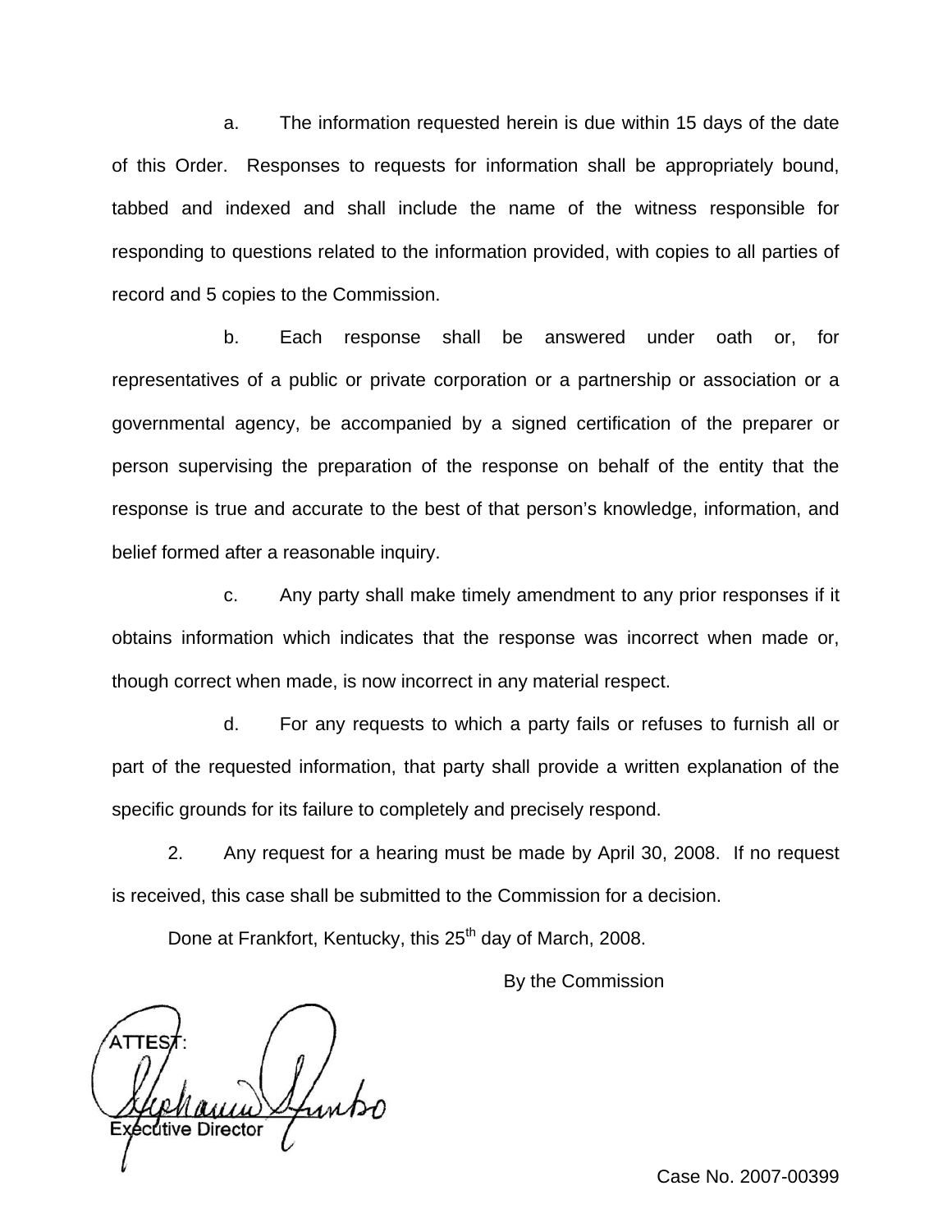a. The information requested herein is due within 15 days of the date of this Order. Responses to requests for information shall be appropriately bound, tabbed and indexed and shall include the name of the witness responsible for responding to questions related to the information provided, with copies to all parties of record and 5 copies to the Commission.

b. Each response shall be answered under oath or, for representatives of a public or private corporation or a partnership or association or a governmental agency, be accompanied by a signed certification of the preparer or person supervising the preparation of the response on behalf of the entity that the response is true and accurate to the best of that person's knowledge, information, and belief formed after a reasonable inquiry.

c. Any party shall make timely amendment to any prior responses if it obtains information which indicates that the response was incorrect when made or, though correct when made, is now incorrect in any material respect.

d. For any requests to which a party fails or refuses to furnish all or part of the requested information, that party shall provide a written explanation of the specific grounds for its failure to completely and precisely respond.

2. Any request for a hearing must be made by April 30, 2008. If no request is received, this case shall be submitted to the Commission for a decision.

Done at Frankfort, Kentucky, this 25th day of March, 2008.

By the Commission

ATTEST:

Executive Director

Case No. 2007-00399